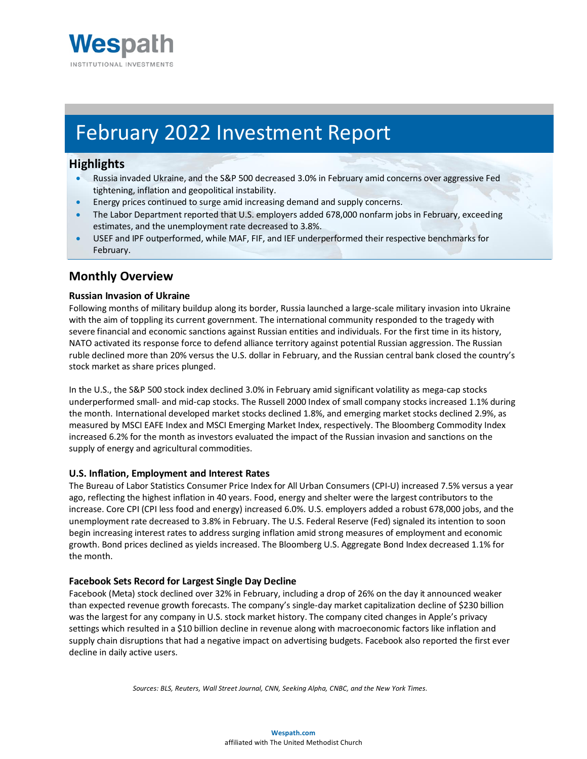Wespath

INSTITUTIONAL INVESTMENTS

# February 2022 Investment Report

## Highlights

- Russia invaded Ukraine, and the S&P 500 decreased 3.0% in February amid concerns over aggressive Fed tightening, inflation and geopolitical instability.
- Energy prices continued to surge amid increasing demand and supply concerns.
- The Labor Department reported that U.S. employers added 678,000 nonfarm jobs in February, exceeding estimates, and the unemployment rate decreased to 3.8%.
- USEF and IPF outperformed, while MAF, FIF, and IEF underperformed their respective benchmarks for February.

## Monthly Overview

### Russian Invasion of Ukraine

Following months of military buildup along its border, Russia launched a large-scale military invasion into Ukraine with the aim of toppling its current government. The international community responded to the tragedy with severe financial and economic sanctions against Russian entities and individuals. For the first time in its history, NATO activated its response force to defend alliance territory against potential Russian aggression. The Russian ruble declined more than 20% versus the U.S. dollar in February, and the Russian central bank closed the country's stock market as share prices plunged.

In the U.S., the S&P 500 stock index declined 3.0% in February amid significant volatility as mega-cap stocks underperformed small- and mid-cap stocks. The Russell 2000 Index of small company stocks increased 1.1% during the month. International developed market stocks declined 1.8%, and emerging market stocks declined 2.9%, as measured by MSCI EAFE Index and MSCI Emerging Market Index, respectively. The Bloomberg Commodity Index increased 6.2% for the month as investors evaluated the impact of the Russian invasion and sanctions on the supply of energy and agricultural commodities.

### U.S. Inflation, Employment and Interest Rates

The Bureau of Labor Statistics Consumer Price Index for All Urban Consumers (CPI-U) increased 7.5% versus a year ago, reflecting the highest inflation in 40 years. Food, energy and shelter were the largest contributors to the increase. Core CPI (CPI less food and energy) increased 6.0%. U.S. employers added a robust 678,000 jobs, and the unemployment rate decreased to 3.8% in February. The U.S. Federal Reserve (Fed) signaled its intention to soon begin increasing interest rates to address surging inflation amid strong measures of employment and economic growth. Bond prices declined as yields increased. The Bloomberg U.S. Aggregate Bond Index decreased 1.1% for the month.

### Facebook Sets Record for Largest Single Day Decline

Facebook (Meta) stock declined over 32% in February, including a drop of 26% on the day it announced weaker than expected revenue growth forecasts. The company's single-day market capitalization decline of $230 billion was the largest for any company in U.S. stock market history. The company cited changes in Apple's privacy settings which resulted in a $10 billion decline in revenue along with macroeconomic factors like inflation and supply chain disruptions that had a negative impact on advertising budgets. Facebook also reported the first ever decline in daily active users.

*Sources: BLS, Reuters, Wall Street Journal, CNN, Seeking Alpha, CNBC, and the New York Times.*

**Wespath.com**
affiliated with The United Methodist Church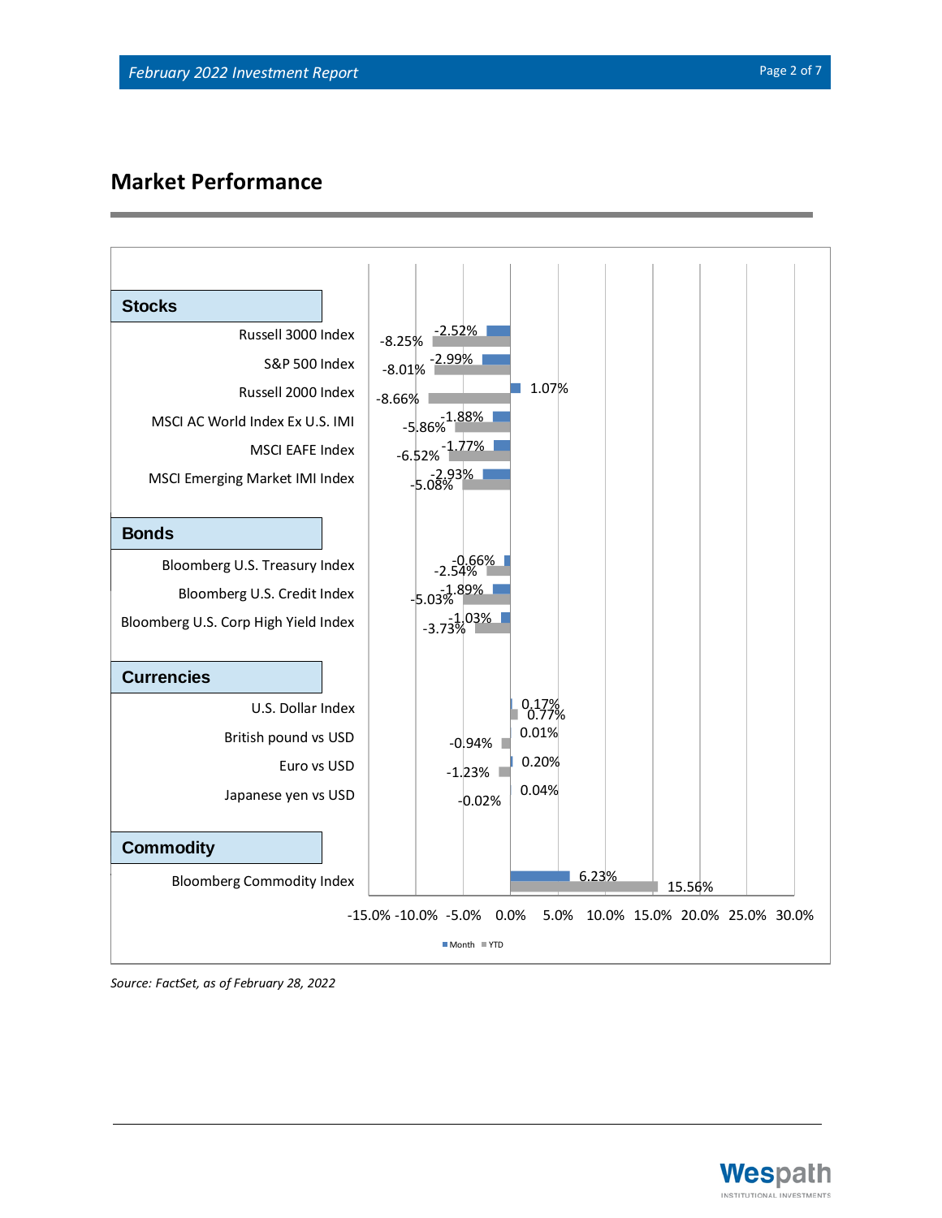## Market Performance

| | Month | YTD |
|---|---|---|
| **Stocks** | | |
| Russell 3000 Index | -2.52% | -8.25% |
| S&P 500 Index | -2.99% | -8.01% |
| Russell 2000 Index | 1.07% | -8.66% |
| MSCI AC World Index Ex U.S. IMI | -1.88% | -5.86% |
| MSCI EAFE Index | -1.77% | -6.52% |
| MSCI Emerging Market IMI Index | -2.93% | -5.08% |
| **Bonds** | | |
| Bloomberg U.S. Treasury Index | -0.66% | -2.54% |
| Bloomberg U.S. Credit Index | -1.89% | -5.03% |
| Bloomberg U.S. Corp High Yield Index | -1.03% | -3.73% |
| **Currencies** | | |
| U.S. Dollar Index | 0.17% | 0.77% |
| British pound vs USD | 0.01% | -0.94% |
| Euro vs USD | 0.20% | -1.23% |
| Japanese yen vs USD | 0.04% | -0.02% |
| **Commodity** | | |
| Bloomberg Commodity Index | 6.23% | 15.56% |

*Source: FactSet, as of February 28, 2022*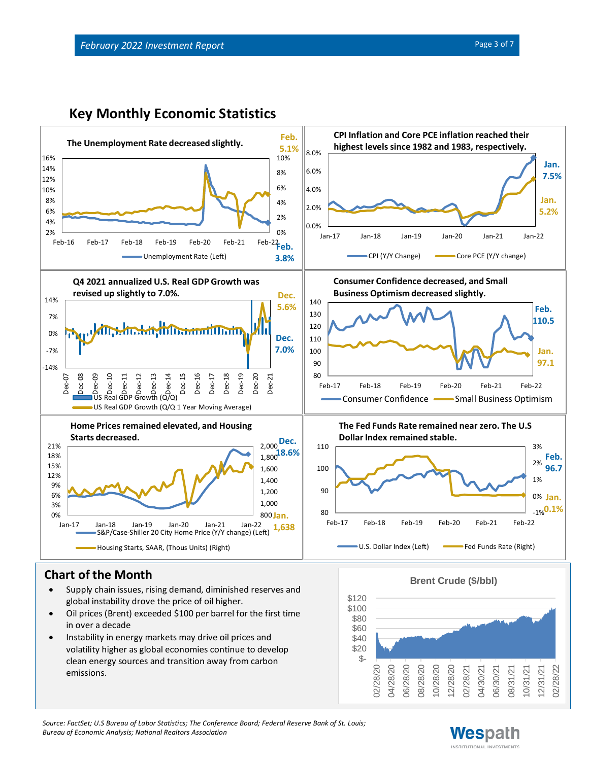## Key Monthly Economic Statistics

**The Unemployment Rate decreased slightly.**

Feb. 5.1%

Feb. 3.8%

Unemployment Rate (Left)

**CPI Inflation and Core PCE inflation reached their highest levels since 1982 and 1983, respectively.**

Jan. 7.5%

Jan. 5.2%

CPI (Y/Y Change) — Core PCE (Y/Y change)

**Q4 2021 annualized U.S. Real GDP Growth was revised up slightly to 7.0%.**

Dec. 5.6%

Dec. 7.0%

US Real GDP Growth (Q/Q) — US Real GDP Growth (Q/Q 1 Year Moving Average)

**Consumer Confidence decreased, and Small Business Optimism decreased slightly.**

Feb. 110.5

Jan. 97.1

Consumer Confidence — Small Business Optimism

**Home Prices remained elevated, and Housing Starts decreased.**

Dec. 18.6%

Jan. 1,638

S&P/Case-Shiller 20 City Home Price (Y/Y change) (Left) — Housing Starts, SAAR, (Thous Units) (Right)

**The Fed Funds Rate remained near zero. The U.S Dollar Index remained stable.**

Feb. 96.7

Jan. 0.1%

U.S. Dollar Index (Left) — Fed Funds Rate (Right)

## Chart of the Month

- Supply chain issues, rising demand, diminished reserves and global instability drove the price of oil higher.
- Oil prices (Brent) exceeded $100 per barrel for the first time in over a decade
- Instability in energy markets may drive oil prices and volatility higher as global economies continue to develop clean energy sources and transition away from carbon emissions.

**Brent Crude ($/bbl)**

*Source: FactSet; U.S Bureau of Labor Statistics; The Conference Board; Federal Reserve Bank of St. Louis; Bureau of Economic Analysis; National Realtors Association*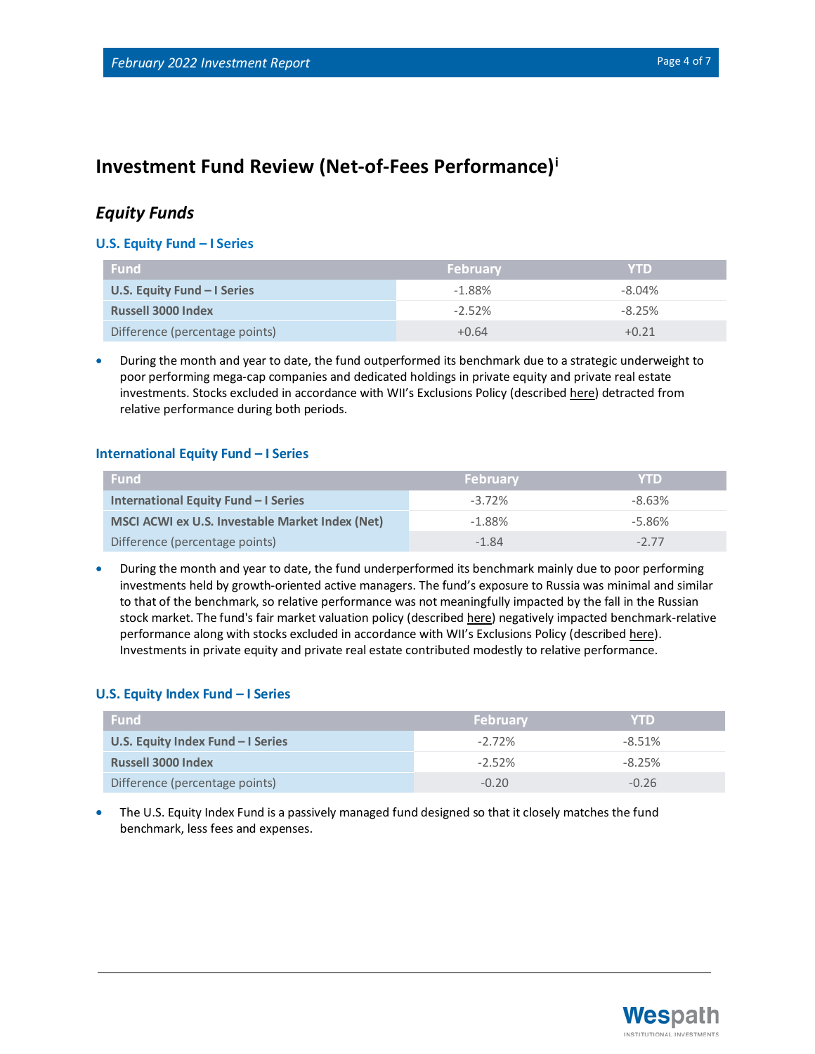# Investment Fund Review (Net-of-Fees Performance)[i]

## *Equity Funds*

### U.S. Equity Fund – I Series

| Fund | February | YTD |
|---|---|---|
| **U.S. Equity Fund – I Series** | -1.88% | -8.04% |
| **Russell 3000 Index** | -2.52% | -8.25% |
| Difference (percentage points) | +0.64 | +0.21 |

- During the month and year to date, the fund outperformed its benchmark due to a strategic underweight to poor performing mega-cap companies and dedicated holdings in private equity and private real estate investments. Stocks excluded in accordance with WII's Exclusions Policy (described here) detracted from relative performance during both periods.

### International Equity Fund – I Series

| Fund | February | YTD |
|---|---|---|
| **International Equity Fund – I Series** | -3.72% | -8.63% |
| **MSCI ACWI ex U.S. Investable Market Index (Net)** | -1.88% | -5.86% |
| Difference (percentage points) | -1.84 | -2.77 |

- During the month and year to date, the fund underperformed its benchmark mainly due to poor performing investments held by growth-oriented active managers. The fund's exposure to Russia was minimal and similar to that of the benchmark, so relative performance was not meaningfully impacted by the fall in the Russian stock market. The fund's fair market valuation policy (described here) negatively impacted benchmark-relative performance along with stocks excluded in accordance with WII's Exclusions Policy (described here). Investments in private equity and private real estate contributed modestly to relative performance.

### U.S. Equity Index Fund – I Series

| Fund | February | YTD |
|---|---|---|
| **U.S. Equity Index Fund – I Series** | -2.72% | -8.51% |
| **Russell 3000 Index** | -2.52% | -8.25% |
| Difference (percentage points) | -0.20 | -0.26 |

- The U.S. Equity Index Fund is a passively managed fund designed so that it closely matches the fund benchmark, less fees and expenses.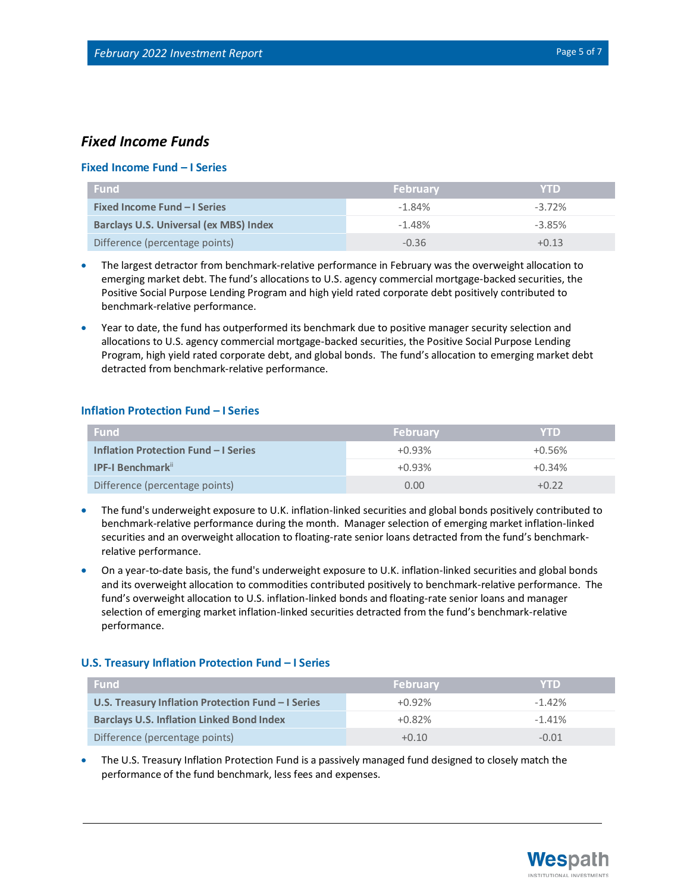## Fixed Income Funds

### Fixed Income Fund – I Series

| Fund | February | YTD |
|---|---|---|
| **Fixed Income Fund – I Series** | -1.84% | -3.72% |
| **Barclays U.S. Universal (ex MBS) Index** | -1.48% | -3.85% |
| Difference (percentage points) | -0.36 | +0.13 |

- The largest detractor from benchmark-relative performance in February was the overweight allocation to emerging market debt. The fund's allocations to U.S. agency commercial mortgage-backed securities, the Positive Social Purpose Lending Program and high yield rated corporate debt positively contributed to benchmark-relative performance.
- Year to date, the fund has outperformed its benchmark due to positive manager security selection and allocations to U.S. agency commercial mortgage-backed securities, the Positive Social Purpose Lending Program, high yield rated corporate debt, and global bonds. The fund's allocation to emerging market debt detracted from benchmark-relative performance.

### Inflation Protection Fund – I Series

| Fund | February | YTD |
|---|---|---|
| **Inflation Protection Fund – I Series** | +0.93% | +0.56% |
| **IPF-I Benchmark**[ii] | +0.93% | +0.34% |
| Difference (percentage points) | 0.00 | +0.22 |

- The fund's underweight exposure to U.K. inflation-linked securities and global bonds positively contributed to benchmark-relative performance during the month. Manager selection of emerging market inflation-linked securities and an overweight allocation to floating-rate senior loans detracted from the fund's benchmark-relative performance.
- On a year-to-date basis, the fund's underweight exposure to U.K. inflation-linked securities and global bonds and its overweight allocation to commodities contributed positively to benchmark-relative performance. The fund's overweight allocation to U.S. inflation-linked bonds and floating-rate senior loans and manager selection of emerging market inflation-linked securities detracted from the fund's benchmark-relative performance.

### U.S. Treasury Inflation Protection Fund – I Series

| Fund | February | YTD |
|---|---|---|
| **U.S. Treasury Inflation Protection Fund – I Series** | +0.92% | -1.42% |
| **Barclays U.S. Inflation Linked Bond Index** | +0.82% | -1.41% |
| Difference (percentage points) | +0.10 | -0.01 |

- The U.S. Treasury Inflation Protection Fund is a passively managed fund designed to closely match the performance of the fund benchmark, less fees and expenses.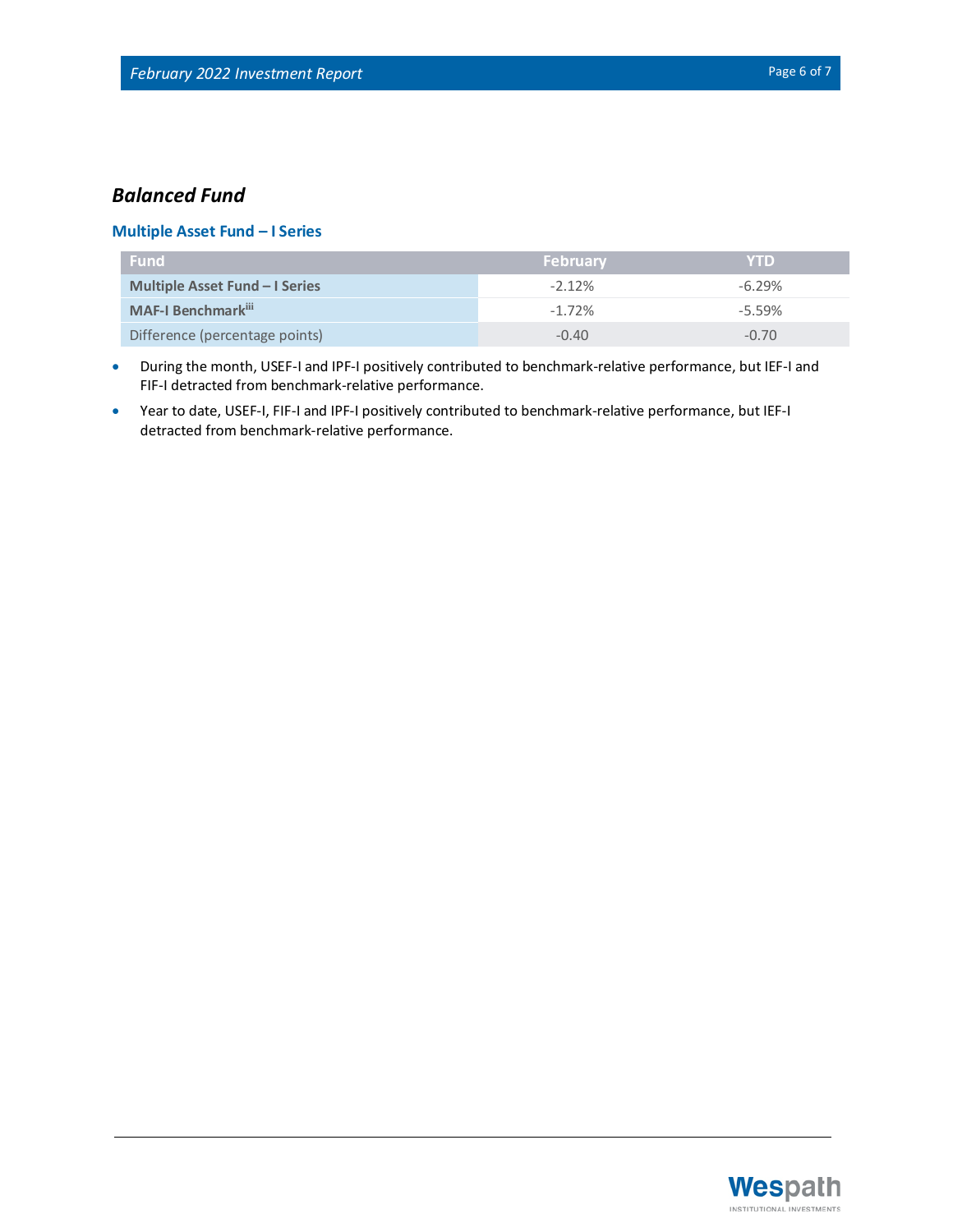## *Balanced Fund*

### Multiple Asset Fund – I Series

| Fund | February | YTD |
| --- | --- | --- |
| **Multiple Asset Fund – I Series** | -2.12% | -6.29% |
| **MAF-I Benchmark**[iii] | -1.72% | -5.59% |
| Difference (percentage points) | -0.40 | -0.70 |

- During the month, USEF-I and IPF-I positively contributed to benchmark-relative performance, but IEF-I and FIF-I detracted from benchmark-relative performance.
- Year to date, USEF-I, FIF-I and IPF-I positively contributed to benchmark-relative performance, but IEF-I detracted from benchmark-relative performance.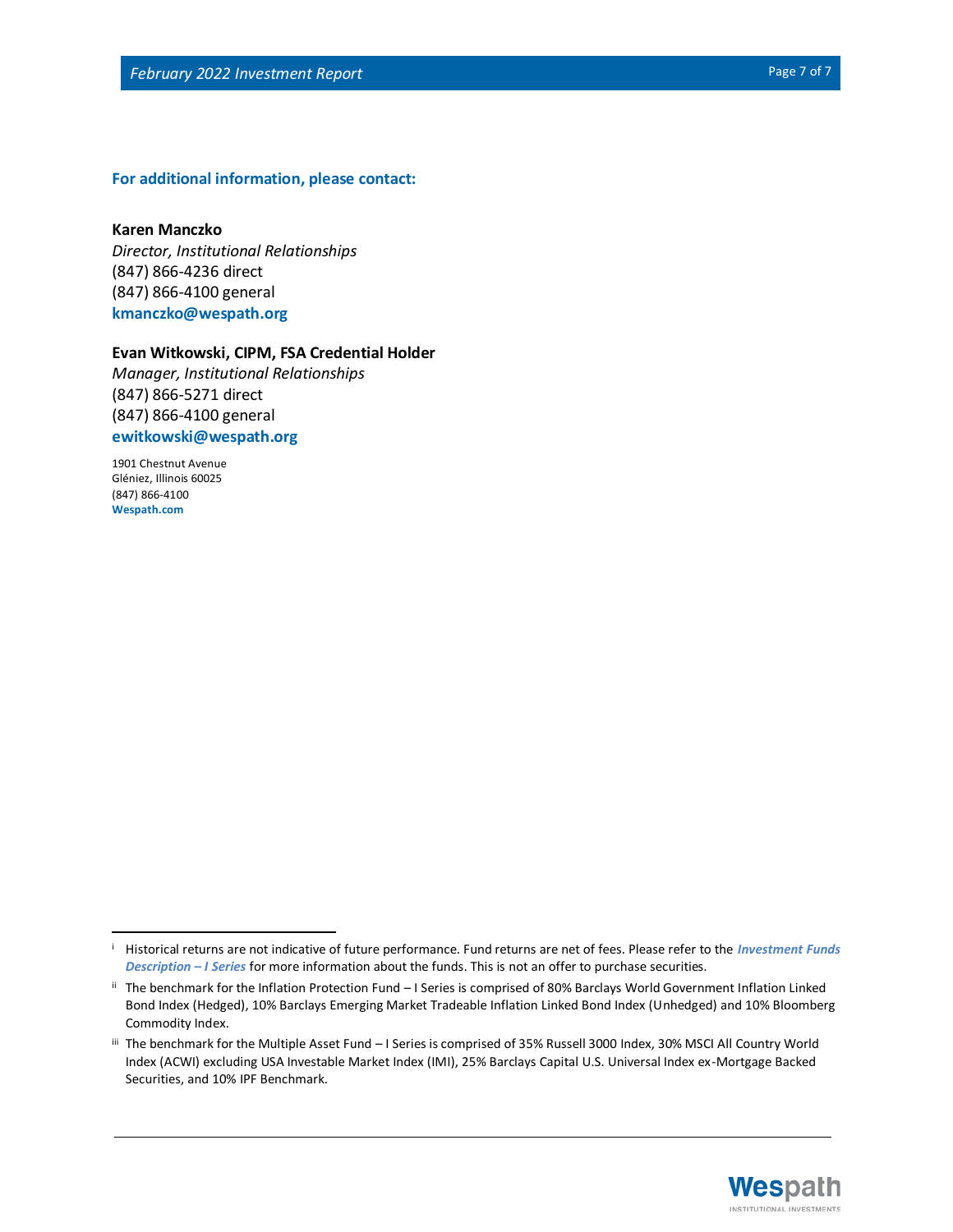**For additional information, please contact:**

**Karen Manczko**
*Director, Institutional Relationships*
(847) 866-4236 direct
(847) 866-4100 general
**kmanczko@wespath.org**

**Evan Witkowski, CIPM, FSA Credential Holder**
*Manager, Institutional Relationships*
(847) 866-5271 direct
(847) 866-4100 general
**ewitkowski@wespath.org**

1901 Chestnut Avenue
Gléniez, Illinois 60025
(847) 866-4100
**Wespath.com**

---

[i] Historical returns are not indicative of future performance. Fund returns are net of fees. Please refer to the ***Investment Funds Description – I Series*** for more information about the funds. This is not an offer to purchase securities.

[ii] The benchmark for the Inflation Protection Fund – I Series is comprised of 80% Barclays World Government Inflation Linked Bond Index (Hedged), 10% Barclays Emerging Market Tradeable Inflation Linked Bond Index (Unhedged) and 10% Bloomberg Commodity Index.

[iii] The benchmark for the Multiple Asset Fund – I Series is comprised of 35% Russell 3000 Index, 30% MSCI All Country World Index (ACWI) excluding USA Investable Market Index (IMI), 25% Barclays Capital U.S. Universal Index ex-Mortgage Backed Securities, and 10% IPF Benchmark.